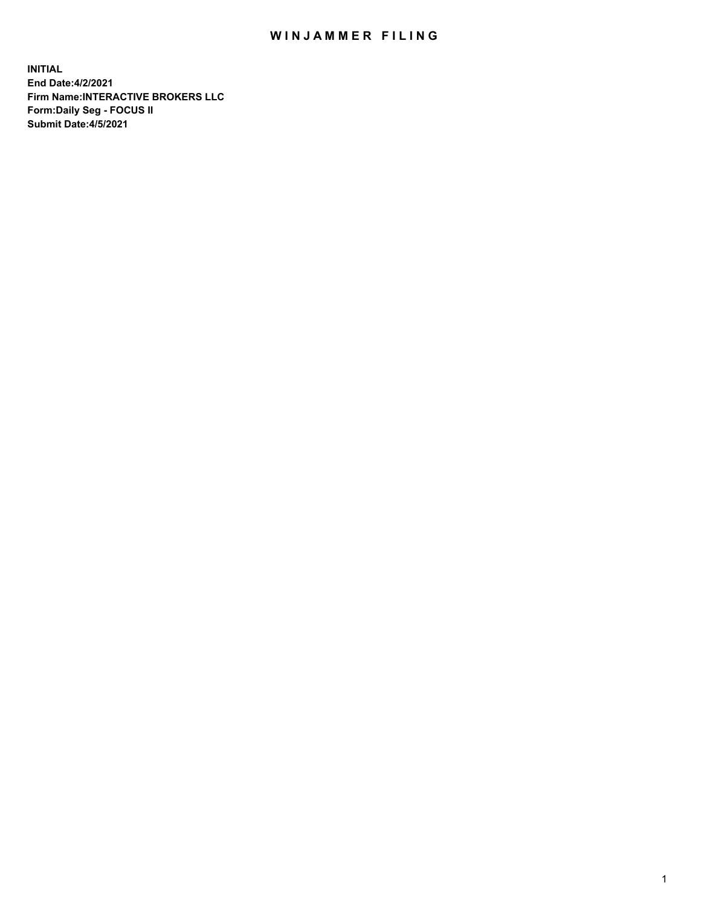# WINJAMMER FILING

**INITIAL**
**End Date:4/2/2021**
**Firm Name:INTERACTIVE BROKERS LLC**
**Form:Daily Seg - FOCUS II**
**Submit Date:4/5/2021**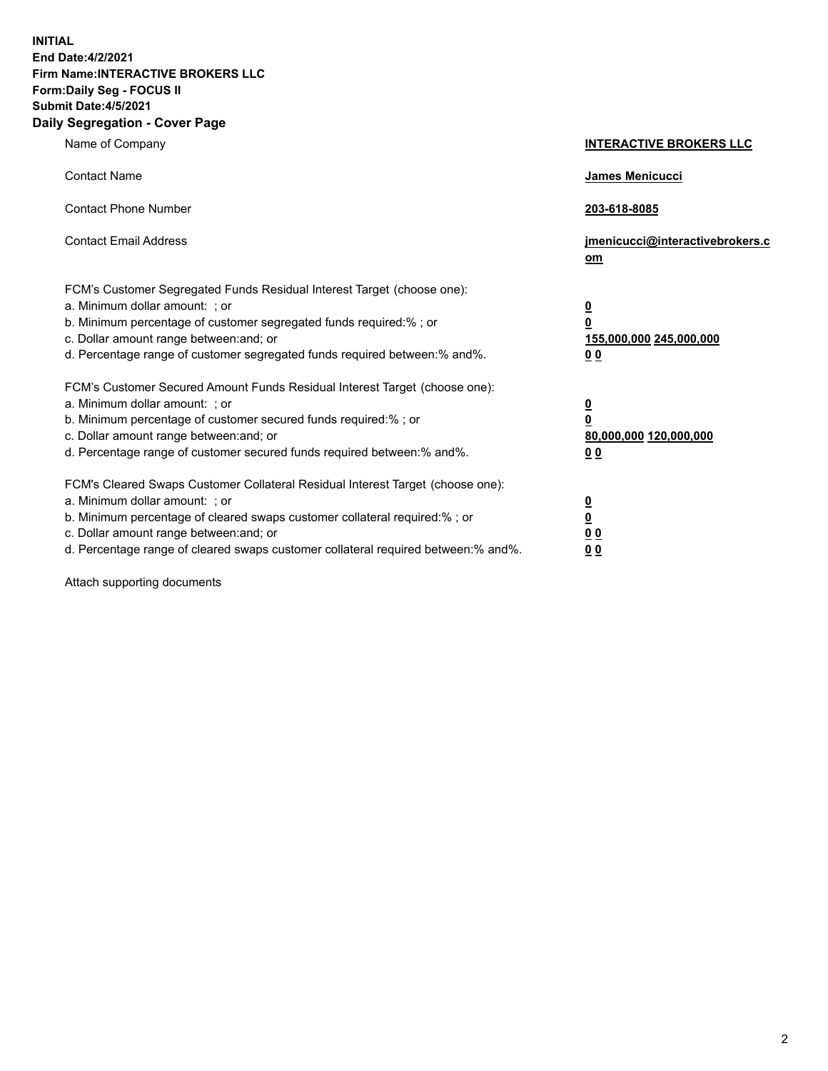**INITIAL**
**End Date:4/2/2021**
**Firm Name:INTERACTIVE BROKERS LLC**
**Form:Daily Seg - FOCUS II**
**Submit Date:4/5/2021**

## Daily Segregation - Cover Page

| | |
|---|---|
| Name of Company | **INTERACTIVE BROKERS LLC** |
| Contact Name | **James Menicucci** |
| Contact Phone Number | **203-618-8085** |
| Contact Email Address | **jmenicucci@interactivebrokers.com** |

FCM's Customer Segregated Funds Residual Interest Target (choose one):

| | |
|---|---|
| a. Minimum dollar amount: ; or | **0** |
| b. Minimum percentage of customer segregated funds required:% ; or | **0** |
| c. Dollar amount range between:and; or | **155,000,000 245,000,000** |
| d. Percentage range of customer segregated funds required between:% and%. | **0 0** |

FCM's Customer Secured Amount Funds Residual Interest Target (choose one):

| | |
|---|---|
| a. Minimum dollar amount: ; or | **0** |
| b. Minimum percentage of customer secured funds required:% ; or | **0** |
| c. Dollar amount range between:and; or | **80,000,000 120,000,000** |
| d. Percentage range of customer secured funds required between:% and%. | **0 0** |

FCM's Cleared Swaps Customer Collateral Residual Interest Target (choose one):

| | |
|---|---|
| a. Minimum dollar amount: ; or | **0** |
| b. Minimum percentage of cleared swaps customer collateral required:% ; or | **0** |
| c. Dollar amount range between:and; or | **0 0** |
| d. Percentage range of cleared swaps customer collateral required between:% and%. | **0 0** |

Attach supporting documents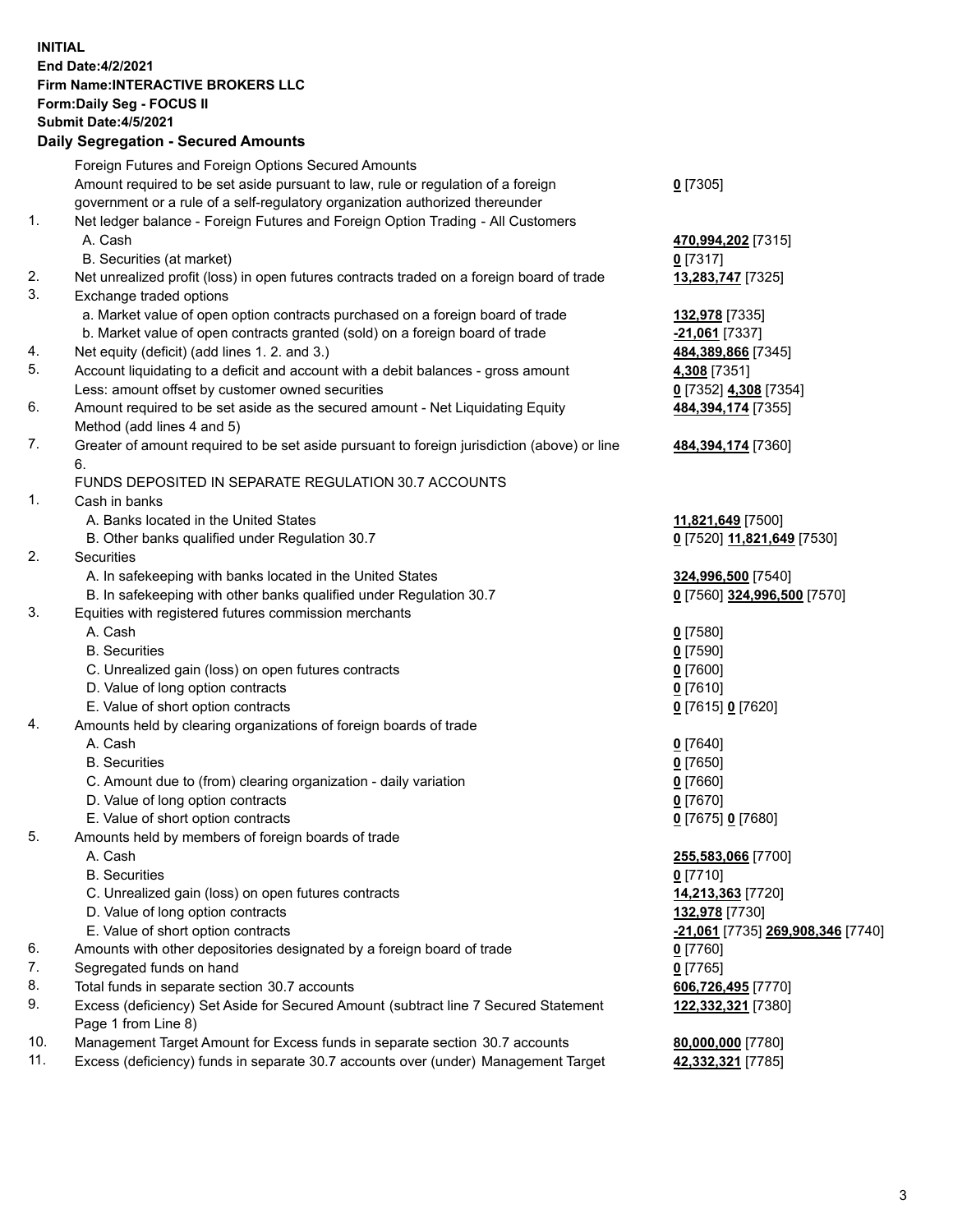**INITIAL**
**End Date:4/2/2021**
**Firm Name:INTERACTIVE BROKERS LLC**
**Form:Daily Seg - FOCUS II**
**Submit Date:4/5/2021**

## Daily Segregation - Secured Amounts

| | | |
|---|---|---|
| | Foreign Futures and Foreign Options Secured Amounts | |
| | Amount required to be set aside pursuant to law, rule or regulation of a foreign government or a rule of a self-regulatory organization authorized thereunder | **0** [7305] |
| 1. | Net ledger balance - Foreign Futures and Foreign Option Trading - All Customers | |
| | A. Cash | **470,994,202** [7315] |
| | B. Securities (at market) | **0** [7317] |
| 2. | Net unrealized profit (loss) in open futures contracts traded on a foreign board of trade | **13,283,747** [7325] |
| 3. | Exchange traded options | |
| | a. Market value of open option contracts purchased on a foreign board of trade | **132,978** [7335] |
| | b. Market value of open contracts granted (sold) on a foreign board of trade | **-21,061** [7337] |
| 4. | Net equity (deficit) (add lines 1. 2. and 3.) | **484,389,866** [7345] |
| 5. | Account liquidating to a deficit and account with a debit balances - gross amount | **4,308** [7351] |
| | Less: amount offset by customer owned securities | **0** [7352] **4,308** [7354] |
| 6. | Amount required to be set aside as the secured amount - Net Liquidating Equity Method (add lines 4 and 5) | **484,394,174** [7355] |
| 7. | Greater of amount required to be set aside pursuant to foreign jurisdiction (above) or line 6. | **484,394,174** [7360] |
| | FUNDS DEPOSITED IN SEPARATE REGULATION 30.7 ACCOUNTS | |
| 1. | Cash in banks | |
| | A. Banks located in the United States | **11,821,649** [7500] |
| | B. Other banks qualified under Regulation 30.7 | **0** [7520] **11,821,649** [7530] |
| 2. | Securities | |
| | A. In safekeeping with banks located in the United States | **324,996,500** [7540] |
| | B. In safekeeping with other banks qualified under Regulation 30.7 | **0** [7560] **324,996,500** [7570] |
| 3. | Equities with registered futures commission merchants | |
| | A. Cash | **0** [7580] |
| | B. Securities | **0** [7590] |
| | C. Unrealized gain (loss) on open futures contracts | **0** [7600] |
| | D. Value of long option contracts | **0** [7610] |
| | E. Value of short option contracts | **0** [7615] **0** [7620] |
| 4. | Amounts held by clearing organizations of foreign boards of trade | |
| | A. Cash | **0** [7640] |
| | B. Securities | **0** [7650] |
| | C. Amount due to (from) clearing organization - daily variation | **0** [7660] |
| | D. Value of long option contracts | **0** [7670] |
| | E. Value of short option contracts | **0** [7675] **0** [7680] |
| 5. | Amounts held by members of foreign boards of trade | |
| | A. Cash | **255,583,066** [7700] |
| | B. Securities | **0** [7710] |
| | C. Unrealized gain (loss) on open futures contracts | **14,213,363** [7720] |
| | D. Value of long option contracts | **132,978** [7730] |
| | E. Value of short option contracts | **-21,061** [7735] **269,908,346** [7740] |
| 6. | Amounts with other depositories designated by a foreign board of trade | **0** [7760] |
| 7. | Segregated funds on hand | **0** [7765] |
| 8. | Total funds in separate section 30.7 accounts | **606,726,495** [7770] |
| 9. | Excess (deficiency) Set Aside for Secured Amount (subtract line 7 Secured Statement Page 1 from Line 8) | **122,332,321** [7380] |
| 10. | Management Target Amount for Excess funds in separate section 30.7 accounts | **80,000,000** [7780] |
| 11. | Excess (deficiency) funds in separate 30.7 accounts over (under) Management Target | **42,332,321** [7785] |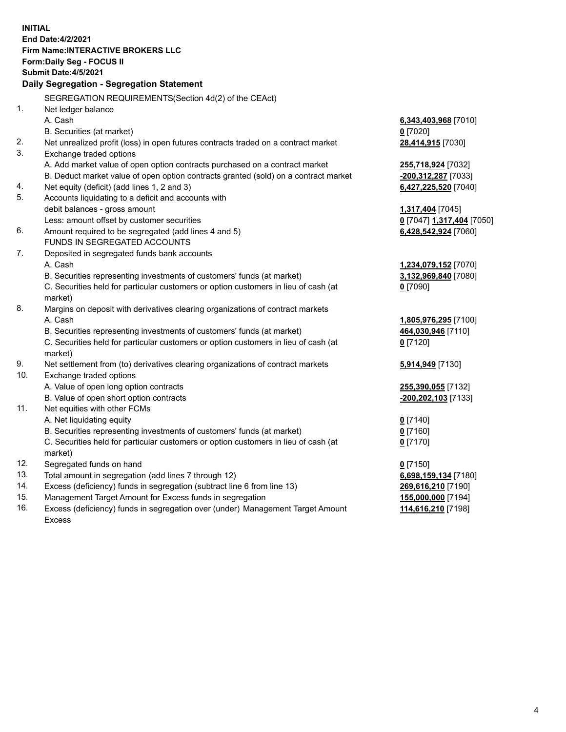**INITIAL**
**End Date:4/2/2021**
**Firm Name:INTERACTIVE BROKERS LLC**
**Form:Daily Seg - FOCUS II**
**Submit Date:4/5/2021**

**Daily Segregation - Segregation Statement**

SEGREGATION REQUIREMENTS(Section 4d(2) of the CEAct)

| | | |
|---|---|---|
| 1. | Net ledger balance | |
| | A. Cash | **6,343,403,968** [7010] |
| | B. Securities (at market) | **0** [7020] |
| 2. | Net unrealized profit (loss) in open futures contracts traded on a contract market | **28,414,915** [7030] |
| 3. | Exchange traded options | |
| | A. Add market value of open option contracts purchased on a contract market | **255,718,924** [7032] |
| | B. Deduct market value of open option contracts granted (sold) on a contract market | **-200,312,287** [7033] |
| 4. | Net equity (deficit) (add lines 1, 2 and 3) | **6,427,225,520** [7040] |
| 5. | Accounts liquidating to a deficit and accounts with debit balances - gross amount | **1,317,404** [7045] |
| | Less: amount offset by customer securities | **0** [7047] **1,317,404** [7050] |
| 6. | Amount required to be segregated (add lines 4 and 5) | **6,428,542,924** [7060] |
| | FUNDS IN SEGREGATED ACCOUNTS | |
| 7. | Deposited in segregated funds bank accounts | |
| | A. Cash | **1,234,079,152** [7070] |
| | B. Securities representing investments of customers' funds (at market) | **3,132,969,840** [7080] |
| | C. Securities held for particular customers or option customers in lieu of cash (at market) | **0** [7090] |
| 8. | Margins on deposit with derivatives clearing organizations of contract markets | |
| | A. Cash | **1,805,976,295** [7100] |
| | B. Securities representing investments of customers' funds (at market) | **464,030,946** [7110] |
| | C. Securities held for particular customers or option customers in lieu of cash (at market) | **0** [7120] |
| 9. | Net settlement from (to) derivatives clearing organizations of contract markets | **5,914,949** [7130] |
| 10. | Exchange traded options | |
| | A. Value of open long option contracts | **255,390,055** [7132] |
| | B. Value of open short option contracts | **-200,202,103** [7133] |
| 11. | Net equities with other FCMs | |
| | A. Net liquidating equity | **0** [7140] |
| | B. Securities representing investments of customers' funds (at market) | **0** [7160] |
| | C. Securities held for particular customers or option customers in lieu of cash (at market) | **0** [7170] |
| 12. | Segregated funds on hand | **0** [7150] |
| 13. | Total amount in segregation (add lines 7 through 12) | **6,698,159,134** [7180] |
| 14. | Excess (deficiency) funds in segregation (subtract line 6 from line 13) | **269,616,210** [7190] |
| 15. | Management Target Amount for Excess funds in segregation | **155,000,000** [7194] |
| 16. | Excess (deficiency) funds in segregation over (under) Management Target Amount Excess | **114,616,210** [7198] |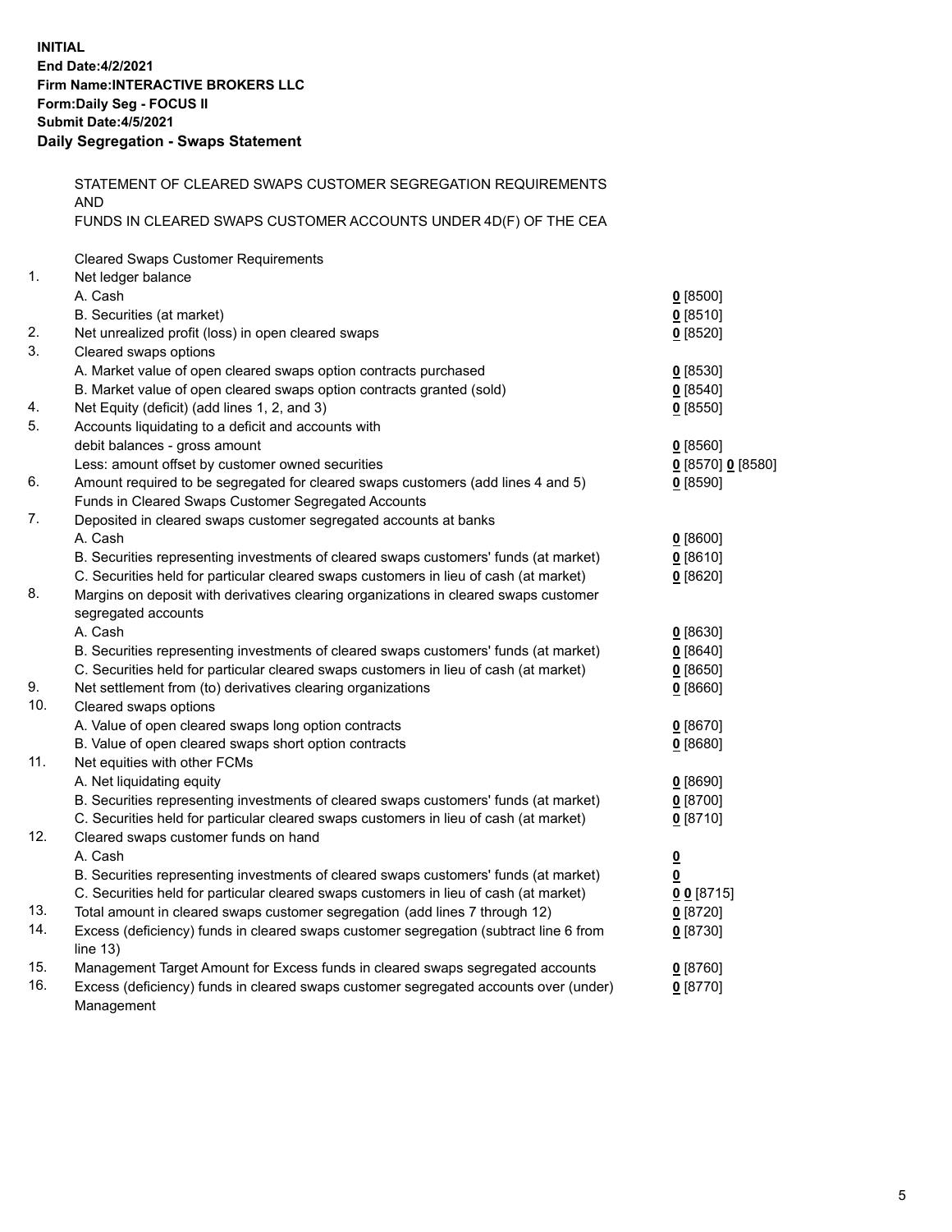**INITIAL**
**End Date:4/2/2021**
**Firm Name:INTERACTIVE BROKERS LLC**
**Form:Daily Seg - FOCUS II**
**Submit Date:4/5/2021**
**Daily Segregation - Swaps Statement**

STATEMENT OF CLEARED SWAPS CUSTOMER SEGREGATION REQUIREMENTS AND FUNDS IN CLEARED SWAPS CUSTOMER ACCOUNTS UNDER 4D(F) OF THE CEA

| | | |
|---|---|---|
| | Cleared Swaps Customer Requirements | |
| 1. | Net ledger balance | |
| | A. Cash | 0 [8500] |
| | B. Securities (at market) | 0 [8510] |
| 2. | Net unrealized profit (loss) in open cleared swaps | 0 [8520] |
| 3. | Cleared swaps options | |
| | A. Market value of open cleared swaps option contracts purchased | 0 [8530] |
| | B. Market value of open cleared swaps option contracts granted (sold) | 0 [8540] |
| 4. | Net Equity (deficit) (add lines 1, 2, and 3) | 0 [8550] |
| 5. | Accounts liquidating to a deficit and accounts with | |
| | debit balances - gross amount | 0 [8560] |
| | Less: amount offset by customer owned securities | 0 [8570] 0 [8580] |
| 6. | Amount required to be segregated for cleared swaps customers (add lines 4 and 5) | 0 [8590] |
| | Funds in Cleared Swaps Customer Segregated Accounts | |
| 7. | Deposited in cleared swaps customer segregated accounts at banks | |
| | A. Cash | 0 [8600] |
| | B. Securities representing investments of cleared swaps customers' funds (at market) | 0 [8610] |
| | C. Securities held for particular cleared swaps customers in lieu of cash (at market) | 0 [8620] |
| 8. | Margins on deposit with derivatives clearing organizations in cleared swaps customer segregated accounts | |
| | A. Cash | 0 [8630] |
| | B. Securities representing investments of cleared swaps customers' funds (at market) | 0 [8640] |
| | C. Securities held for particular cleared swaps customers in lieu of cash (at market) | 0 [8650] |
| 9. | Net settlement from (to) derivatives clearing organizations | 0 [8660] |
| 10. | Cleared swaps options | |
| | A. Value of open cleared swaps long option contracts | 0 [8670] |
| | B. Value of open cleared swaps short option contracts | 0 [8680] |
| 11. | Net equities with other FCMs | |
| | A. Net liquidating equity | 0 [8690] |
| | B. Securities representing investments of cleared swaps customers' funds (at market) | 0 [8700] |
| | C. Securities held for particular cleared swaps customers in lieu of cash (at market) | 0 [8710] |
| 12. | Cleared swaps customer funds on hand | |
| | A. Cash | 0 |
| | B. Securities representing investments of cleared swaps customers' funds (at market) | 0 |
| | C. Securities held for particular cleared swaps customers in lieu of cash (at market) | 0 0 [8715] |
| 13. | Total amount in cleared swaps customer segregation (add lines 7 through 12) | 0 [8720] |
| 14. | Excess (deficiency) funds in cleared swaps customer segregation (subtract line 6 from line 13) | 0 [8730] |
| 15. | Management Target Amount for Excess funds in cleared swaps segregated accounts | 0 [8760] |
| 16. | Excess (deficiency) funds in cleared swaps customer segregated accounts over (under) Management | 0 [8770] |